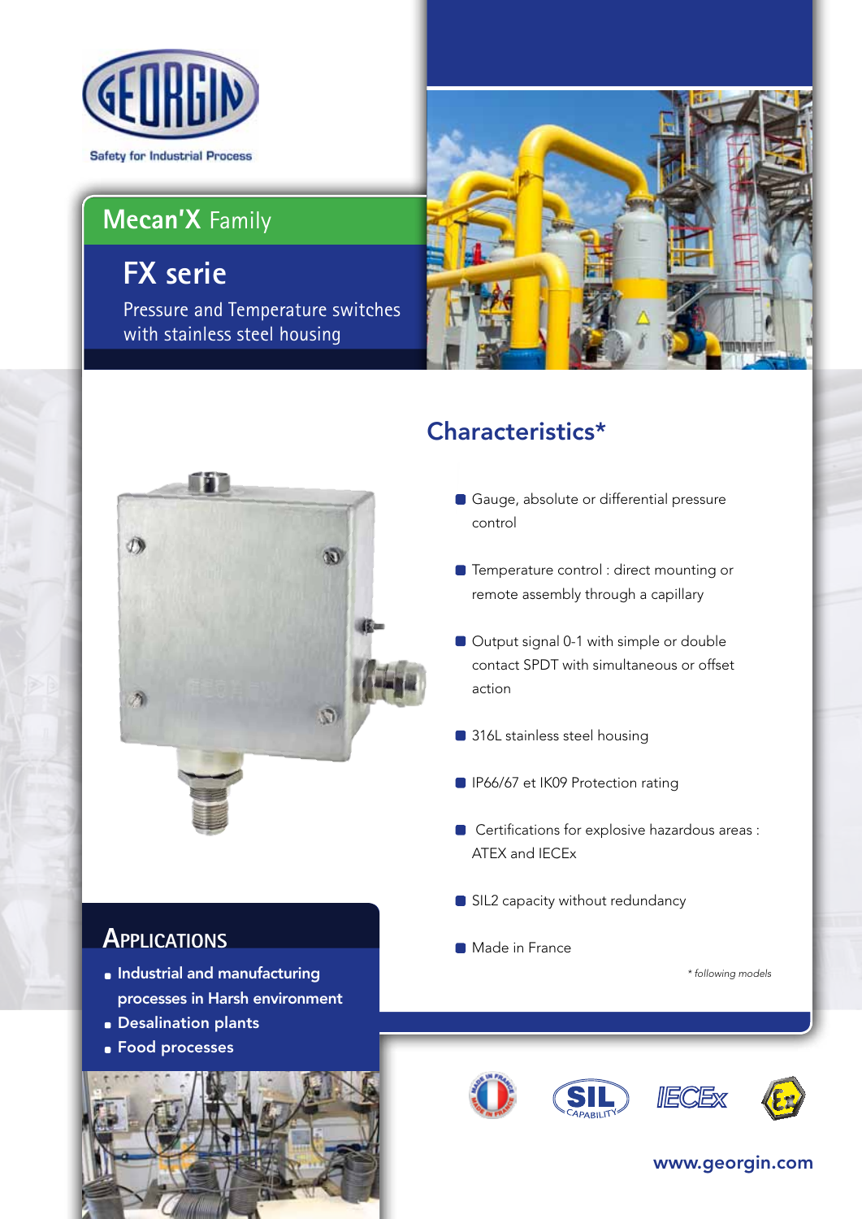GEORGIN

Safety for Industrial Process

## Mecan'X Family

# FX serie

Pressure and Temperature switches with stainless steel housing

## Characteristics*

- Gauge, absolute or differential pressure control
- Temperature control : direct mounting or remote assembly through a capillary
- Output signal 0-1 with simple or double contact SPDT with simultaneous or offset action
- 316L stainless steel housing
- IP66/67 et IK09 Protection rating
- Certifications for explosive hazardous areas : ATEX and IECEx
- SIL2 capacity without redundancy
- Made in France

*\* following models*

## Applications

- **Industrial and manufacturing processes in Harsh environment**
- **Desalination plants**
- **Food processes**

www.georgin.com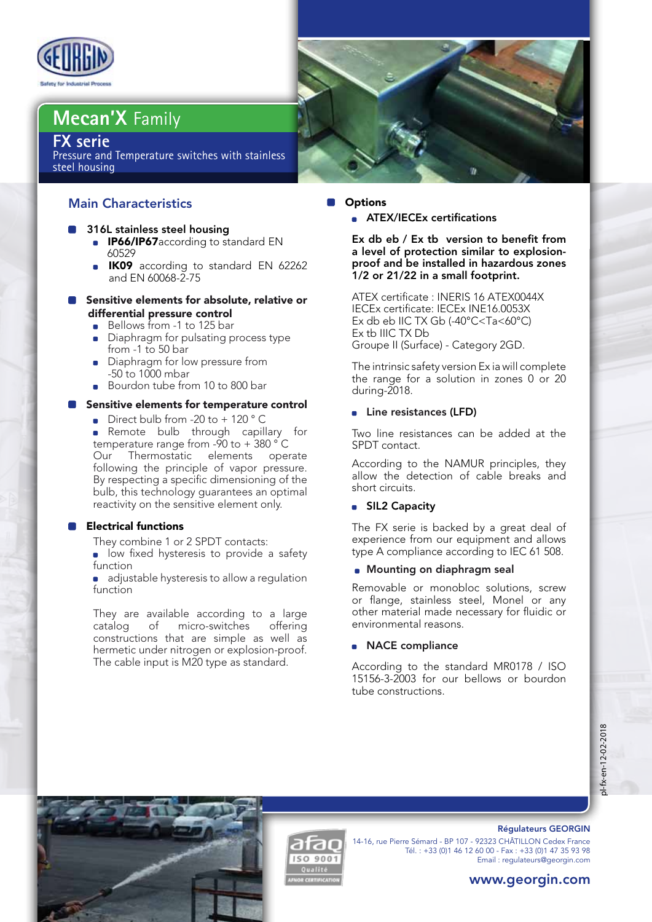# Mecan'X Family

## FX serie

Pressure and Temperature switches with stainless steel housing

## Main Characteristics

- **316L stainless steel housing**
  - **IP66/IP67** according to standard EN 60529
  - **IK09** according to standard EN 62262 and EN 60068-2-75
- **Sensitive elements for absolute, relative or differential pressure control**
  - Bellows from -1 to 125 bar
  - Diaphragm for pulsating process type from -1 to 50 bar
  - Diaphragm for low pressure from -50 to 1000 mbar
  - Bourdon tube from 10 to 800 bar
- **Sensitive elements for temperature control**
  - Direct bulb from -20 to + 120 ° C
  - Remote bulb through capillary for temperature range from -90 to + 380 ° C

  Our Thermostatic elements operate following the principle of vapor pressure. By respecting a specific dimensioning of the bulb, this technology guarantees an optimal reactivity on the sensitive element only.
- **Electrical functions**

  They combine 1 or 2 SPDT contacts:
  - low fixed hysteresis to provide a safety function
  - adjustable hysteresis to allow a regulation function

  They are available according to a large catalog of micro-switches offering constructions that are simple as well as hermetic under nitrogen or explosion-proof. The cable input is M20 type as standard.

## Options

- **ATEX/IECEx certifications**

**Ex db eb / Ex tb version to benefit from a level of protection similar to explosion-proof and be installed in hazardous zones 1/2 or 21/22 in a small footprint.**

ATEX certificate : INERIS 16 ATEX0044X
IECEx certificate: IECEx INE16.0053X
Ex db eb IIC TX Gb (-40°C<Ta<60°C)
Ex tb IIIC TX Db
Groupe II (Surface) - Category 2GD.

The intrinsic safety version Ex ia will complete the range for a solution in zones 0 or 20 during 2018.

- **Line resistances (LFD)**

Two line resistances can be added at the SPDT contact.

According to the NAMUR principles, they allow the detection of cable breaks and short circuits.

- **SIL2 Capacity**

The FX serie is backed by a great deal of experience from our equipment and allows type A compliance according to IEC 61 508.

- **Mounting on diaphragm seal**

Removable or monobloc solutions, screw or flange, stainless steel, Monel or any other material made necessary for fluidic or environmental reasons.

- **NACE compliance**

According to the standard MR0178 / ISO 15156-3-2003 for our bellows or bourdon tube constructions.

pl-fx-en-12-02-2018

**Régulateurs GEORGIN**
14-16, rue Pierre Sémard - BP 107 - 92323 CHÂTILLON Cedex France
Tél. : +33 (0)1 46 12 60 00 - Fax : +33 (0)1 47 35 93 98
Email : regulateurs@georgin.com

**www.georgin.com**